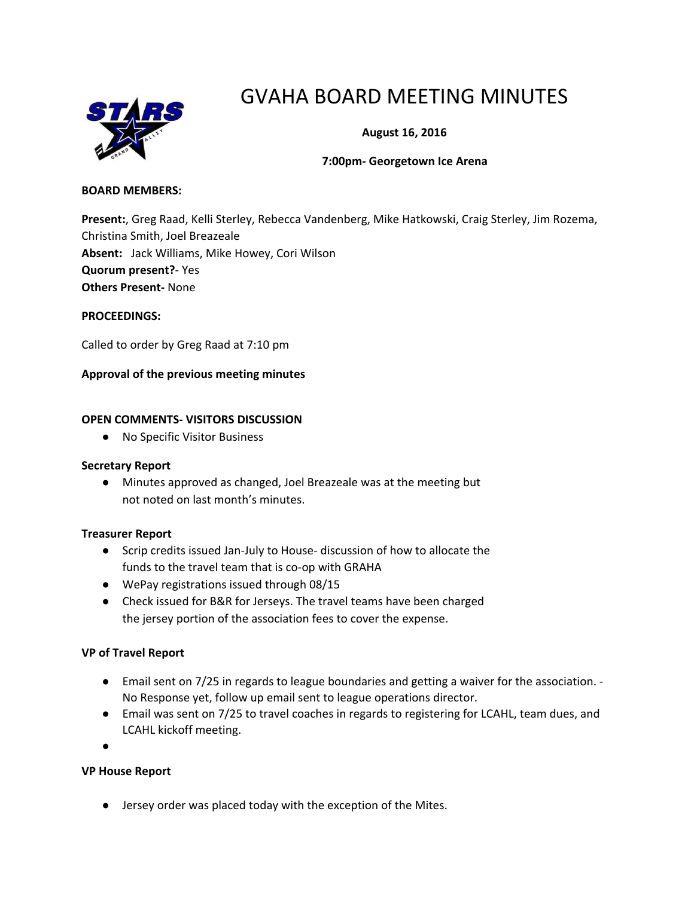# GVAHA BOARD MEETING MINUTES

**August 16, 2016**

**7:00pm- Georgetown Ice Arena**

**BOARD MEMBERS:**

**Present:**, Greg Raad, Kelli Sterley, Rebecca Vandenberg, Mike Hatkowski, Craig Sterley, Jim Rozema, Christina Smith, Joel Breazeale
**Absent:** Jack Williams, Mike Howey, Cori Wilson
**Quorum present?**- Yes
**Others Present-** None

**PROCEEDINGS:**

Called to order by Greg Raad at 7:10 pm

**Approval of the previous meeting minutes**

**OPEN COMMENTS- VISITORS DISCUSSION**

- No Specific Visitor Business

**Secretary Report**

- Minutes approved as changed, Joel Breazeale was at the meeting but not noted on last month's minutes.

**Treasurer Report**

- Scrip credits issued Jan-July to House- discussion of how to allocate the funds to the travel team that is co-op with GRAHA
- WePay registrations issued through 08/15
- Check issued for B&R for Jerseys. The travel teams have been charged the jersey portion of the association fees to cover the expense.

**VP of Travel Report**

- Email sent on 7/25 in regards to league boundaries and getting a waiver for the association. - No Response yet, follow up email sent to league operations director.
- Email was sent on 7/25 to travel coaches in regards to registering for LCAHL, team dues, and LCAHL kickoff meeting.
-

**VP House Report**

- Jersey order was placed today with the exception of the Mites.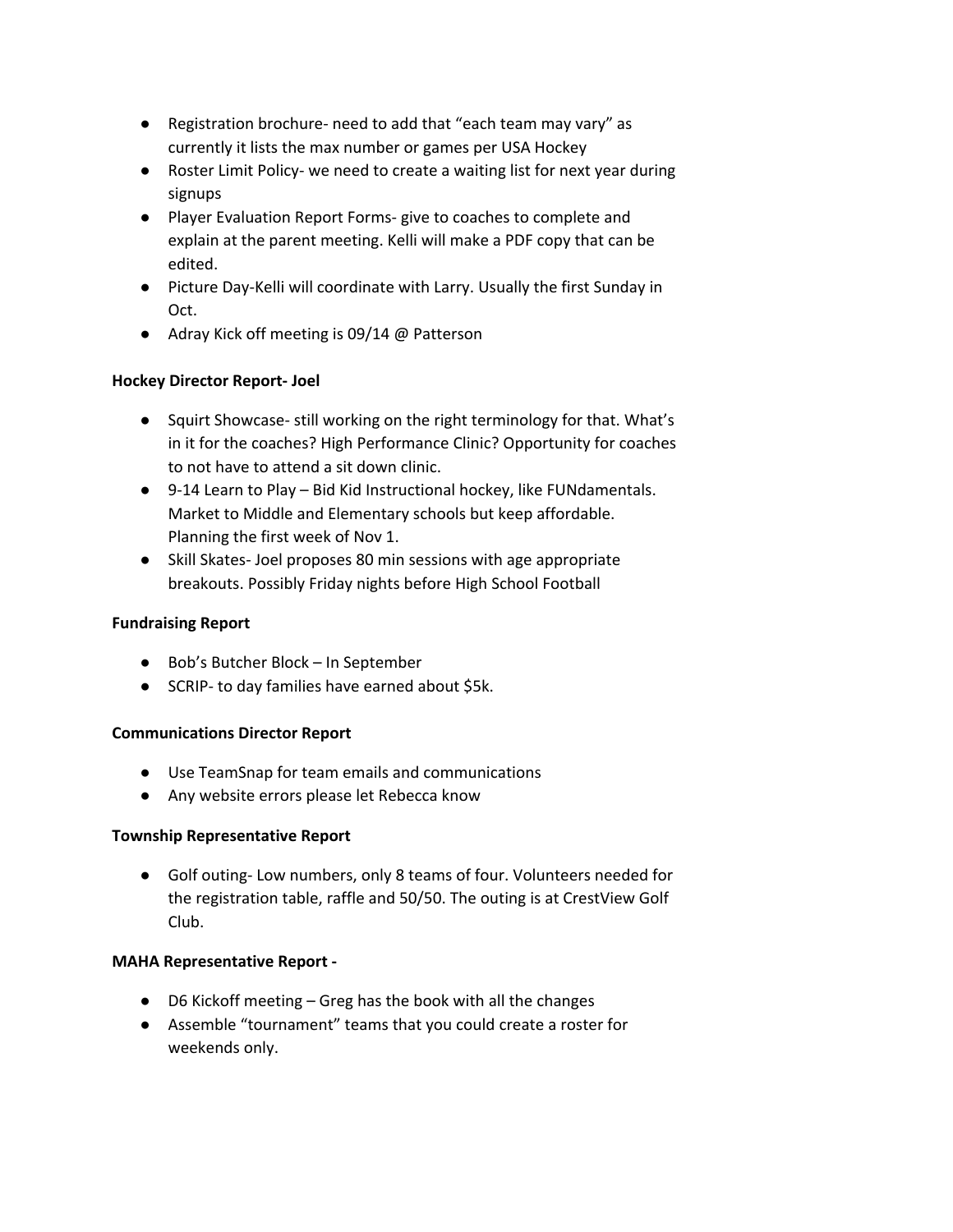- Registration brochure- need to add that "each team may vary" as currently it lists the max number or games per USA Hockey
- Roster Limit Policy- we need to create a waiting list for next year during signups
- Player Evaluation Report Forms- give to coaches to complete and explain at the parent meeting. Kelli will make a PDF copy that can be edited.
- Picture Day-Kelli will coordinate with Larry. Usually the first Sunday in Oct.
- Adray Kick off meeting is 09/14 @ Patterson

**Hockey Director Report- Joel**

- Squirt Showcase- still working on the right terminology for that. What's in it for the coaches? High Performance Clinic? Opportunity for coaches to not have to attend a sit down clinic.
- 9-14 Learn to Play – Bid Kid Instructional hockey, like FUNdamentals. Market to Middle and Elementary schools but keep affordable. Planning the first week of Nov 1.
- Skill Skates- Joel proposes 80 min sessions with age appropriate breakouts. Possibly Friday nights before High School Football

**Fundraising Report**

- Bob's Butcher Block – In September
- SCRIP- to day families have earned about $5k.

**Communications Director Report**

- Use TeamSnap for team emails and communications
- Any website errors please let Rebecca know

**Township Representative Report**

- Golf outing- Low numbers, only 8 teams of four. Volunteers needed for the registration table, raffle and 50/50. The outing is at CrestView Golf Club.

**MAHA Representative Report -**

- D6 Kickoff meeting – Greg has the book with all the changes
- Assemble "tournament" teams that you could create a roster for weekends only.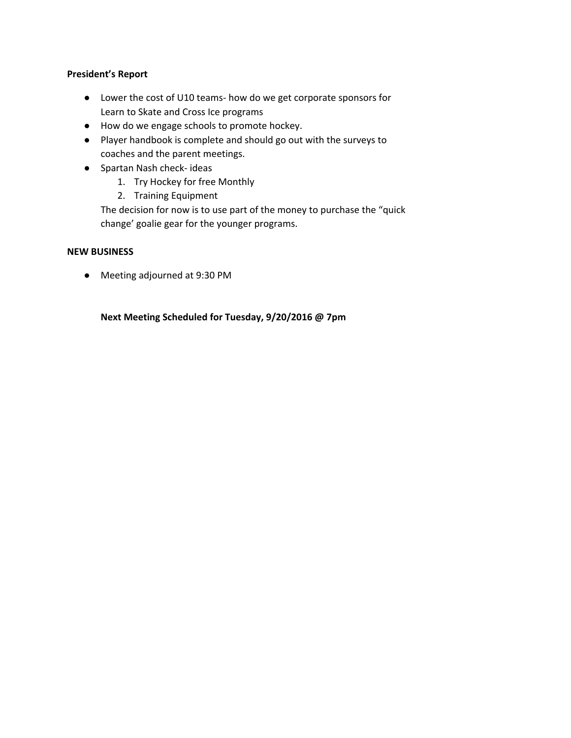**President's Report**

- Lower the cost of U10 teams- how do we get corporate sponsors for Learn to Skate and Cross Ice programs
- How do we engage schools to promote hockey.
- Player handbook is complete and should go out with the surveys to coaches and the parent meetings.
- Spartan Nash check- ideas
    1. Try Hockey for free Monthly
    2. Training Equipment

  The decision for now is to use part of the money to purchase the "quick change' goalie gear for the younger programs.

**NEW BUSINESS**

- Meeting adjourned at 9:30 PM

**Next Meeting Scheduled for Tuesday, 9/20/2016 @ 7pm**